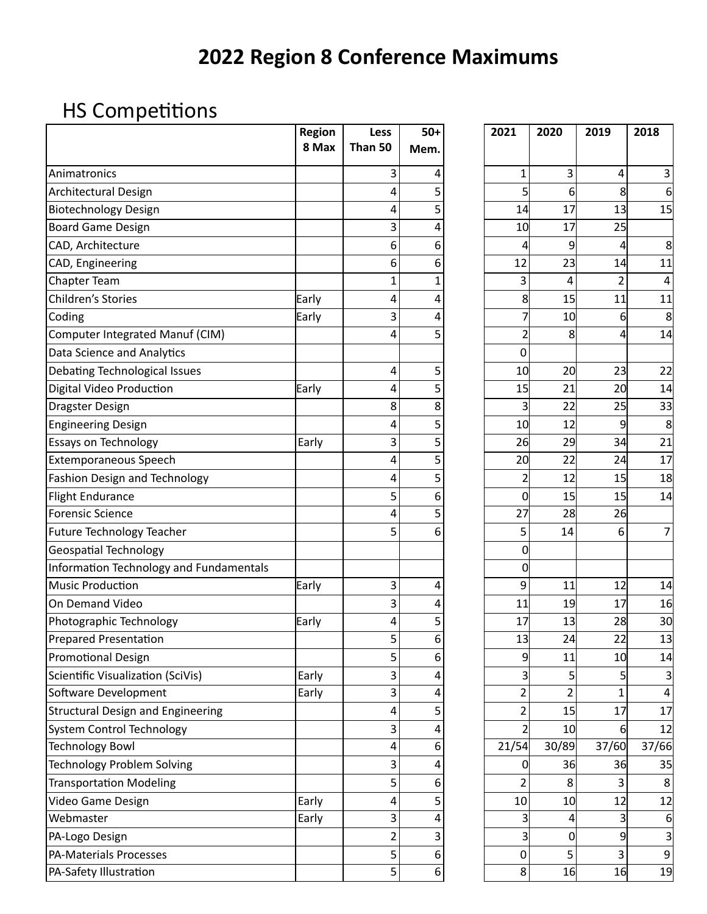# 2022 Region 8 Conference Maximums

## HS Competitions

| | Region 8 Max | Less Than 50 | 50+ Mem. | 2021 | 2020 | 2019 | 2018 |
|---|---|---|---|---|---|---|---|
| Animatronics | | 3 | 4 | 1 | 3 | 4 | 3 |
| Architectural Design | | 4 | 5 | 5 | 6 | 8 | 6 |
| Biotechnology Design | | 4 | 5 | 14 | 17 | 13 | 15 |
| Board Game Design | | 3 | 4 | 10 | 17 | 25 | |
| CAD, Architecture | | 6 | 6 | 4 | 9 | 4 | 8 |
| CAD, Engineering | | 6 | 6 | 12 | 23 | 14 | 11 |
| Chapter Team | | 1 | 1 | 3 | 4 | 2 | 4 |
| Children's Stories | Early | 4 | 4 | 8 | 15 | 11 | 11 |
| Coding | Early | 3 | 4 | 7 | 10 | 6 | 8 |
| Computer Integrated Manuf (CIM) | | 4 | 5 | 2 | 8 | 4 | 14 |
| Data Science and Analytics | | | | 0 | | | |
| Debating Technological Issues | | 4 | 5 | 10 | 20 | 23 | 22 |
| Digital Video Production | Early | 4 | 5 | 15 | 21 | 20 | 14 |
| Dragster Design | | 8 | 8 | 3 | 22 | 25 | 33 |
| Engineering Design | | 4 | 5 | 10 | 12 | 9 | 8 |
| Essays on Technology | Early | 3 | 5 | 26 | 29 | 34 | 21 |
| Extemporaneous Speech | | 4 | 5 | 20 | 22 | 24 | 17 |
| Fashion Design and Technology | | 4 | 5 | 2 | 12 | 15 | 18 |
| Flight Endurance | | 5 | 6 | 0 | 15 | 15 | 14 |
| Forensic Science | | 4 | 5 | 27 | 28 | 26 | |
| Future Technology Teacher | | 5 | 6 | 5 | 14 | 6 | 7 |
| Geospatial Technology | | | | 0 | | | |
| Information Technology and Fundamentals | | | | 0 | | | |
| Music Production | Early | 3 | 4 | 9 | 11 | 12 | 14 |
| On Demand Video | | 3 | 4 | 11 | 19 | 17 | 16 |
| Photographic Technology | Early | 4 | 5 | 17 | 13 | 28 | 30 |
| Prepared Presentation | | 5 | 6 | 13 | 24 | 22 | 13 |
| Promotional Design | | 5 | 6 | 9 | 11 | 10 | 14 |
| Scientific Visualization (SciVis) | Early | 3 | 4 | 3 | 5 | 5 | 3 |
| Software Development | Early | 3 | 4 | 2 | 2 | 1 | 4 |
| Structural Design and Engineering | | 4 | 5 | 2 | 15 | 17 | 17 |
| System Control Technology | | 3 | 4 | 2 | 10 | 6 | 12 |
| Technology Bowl | | 4 | 6 | 21/54 | 30/89 | 37/60 | 37/66 |
| Technology Problem Solving | | 3 | 4 | 0 | 36 | 36 | 35 |
| Transportation Modeling | | 5 | 6 | 2 | 8 | 3 | 8 |
| Video Game Design | Early | 4 | 5 | 10 | 10 | 12 | 12 |
| Webmaster | Early | 3 | 4 | 3 | 4 | 3 | 6 |
| PA-Logo Design | | 2 | 3 | 3 | 0 | 9 | 3 |
| PA-Materials Processes | | 5 | 6 | 0 | 5 | 3 | 9 |
| PA-Safety Illustration | | 5 | 6 | 8 | 16 | 16 | 19 |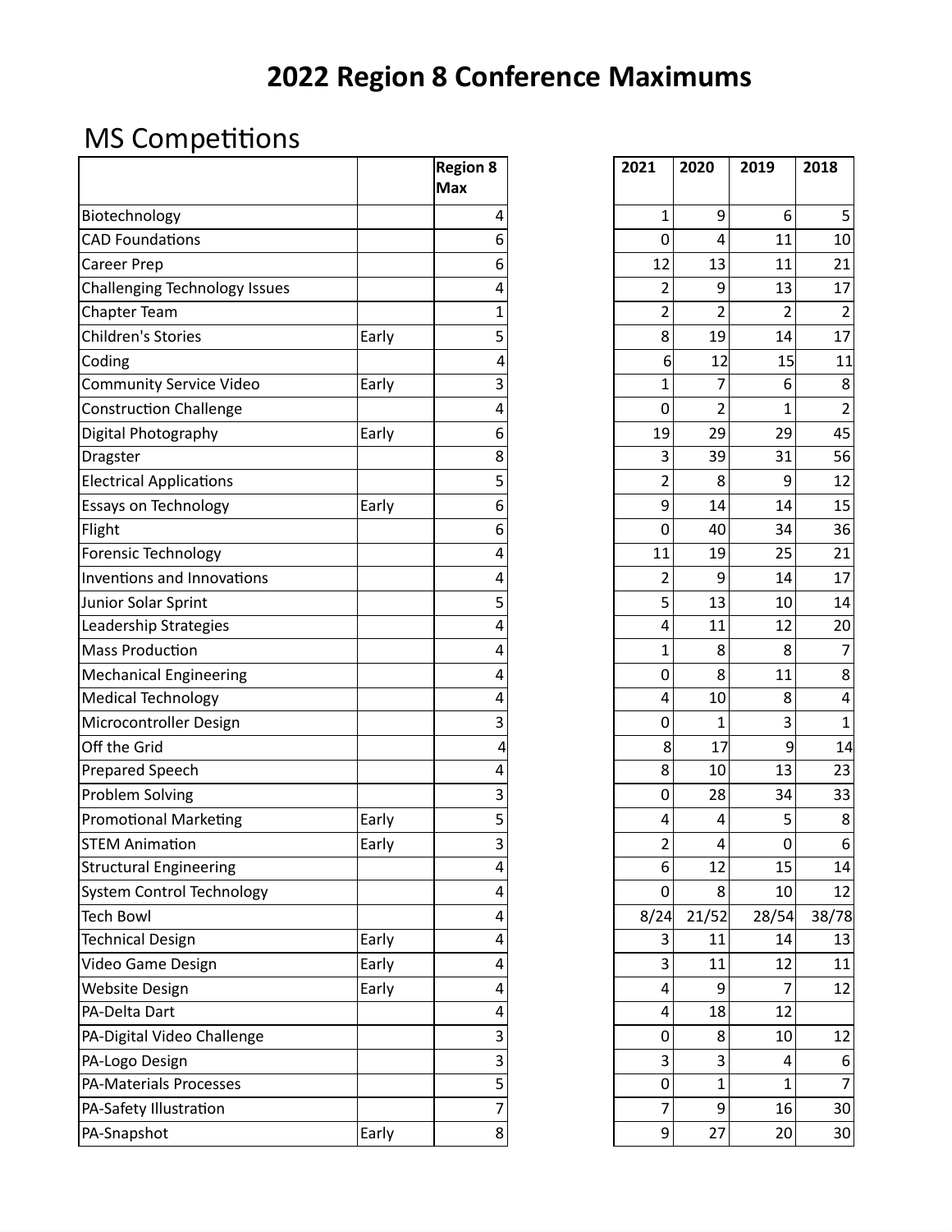# 2022 Region 8 Conference Maximums

## MS Competitions

| | | Region 8 Max | 2021 | 2020 | 2019 | 2018 |
|---|---|---|---|---|---|---|
| Biotechnology | | 4 | 1 | 9 | 6 | 5 |
| CAD Foundations | | 6 | 0 | 4 | 11 | 10 |
| Career Prep | | 6 | 12 | 13 | 11 | 21 |
| Challenging Technology Issues | | 4 | 2 | 9 | 13 | 17 |
| Chapter Team | | 1 | 2 | 2 | 2 | 2 |
| Children's Stories | Early | 5 | 8 | 19 | 14 | 17 |
| Coding | | 4 | 6 | 12 | 15 | 11 |
| Community Service Video | Early | 3 | 1 | 7 | 6 | 8 |
| Construction Challenge | | 4 | 0 | 2 | 1 | 2 |
| Digital Photography | Early | 6 | 19 | 29 | 29 | 45 |
| Dragster | | 8 | 3 | 39 | 31 | 56 |
| Electrical Applications | | 5 | 2 | 8 | 9 | 12 |
| Essays on Technology | Early | 6 | 9 | 14 | 14 | 15 |
| Flight | | 6 | 0 | 40 | 34 | 36 |
| Forensic Technology | | 4 | 11 | 19 | 25 | 21 |
| Inventions and Innovations | | 4 | 2 | 9 | 14 | 17 |
| Junior Solar Sprint | | 5 | 5 | 13 | 10 | 14 |
| Leadership Strategies | | 4 | 4 | 11 | 12 | 20 |
| Mass Production | | 4 | 1 | 8 | 8 | 7 |
| Mechanical Engineering | | 4 | 0 | 8 | 11 | 8 |
| Medical Technology | | 4 | 4 | 10 | 8 | 4 |
| Microcontroller Design | | 3 | 0 | 1 | 3 | 1 |
| Off the Grid | | 4 | 8 | 17 | 9 | 14 |
| Prepared Speech | | 4 | 8 | 10 | 13 | 23 |
| Problem Solving | | 3 | 0 | 28 | 34 | 33 |
| Promotional Marketing | Early | 5 | 4 | 4 | 5 | 8 |
| STEM Animation | Early | 3 | 2 | 4 | 0 | 6 |
| Structural Engineering | | 4 | 6 | 12 | 15 | 14 |
| System Control Technology | | 4 | 0 | 8 | 10 | 12 |
| Tech Bowl | | 4 | 8/24 | 21/52 | 28/54 | 38/78 |
| Technical Design | Early | 4 | 3 | 11 | 14 | 13 |
| Video Game Design | Early | 4 | 3 | 11 | 12 | 11 |
| Website Design | Early | 4 | 4 | 9 | 7 | 12 |
| PA-Delta Dart | | 4 | 4 | 18 | 12 | |
| PA-Digital Video Challenge | | 3 | 0 | 8 | 10 | 12 |
| PA-Logo Design | | 3 | 3 | 3 | 4 | 6 |
| PA-Materials Processes | | 5 | 0 | 1 | 1 | 7 |
| PA-Safety Illustration | | 7 | 7 | 9 | 16 | 30 |
| PA-Snapshot | Early | 8 | 9 | 27 | 20 | 30 |